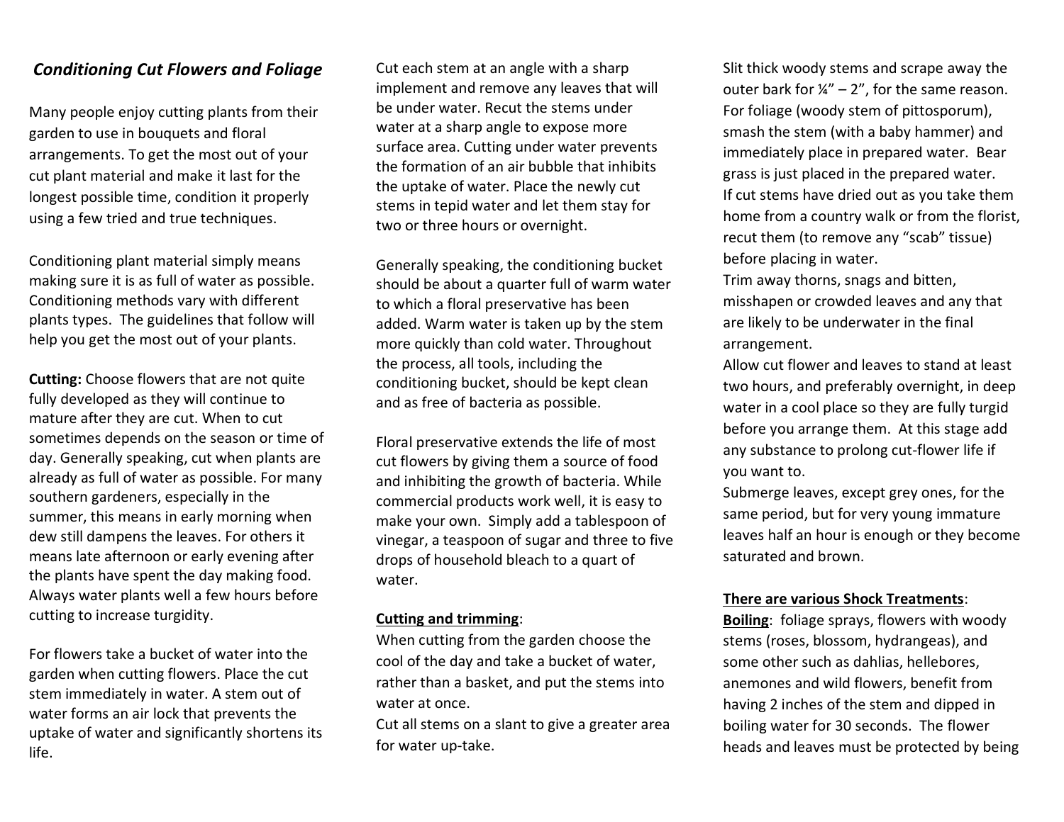## *Conditioning Cut Flowers and Foliage*

Many people enjoy cutting plants from their garden to use in bouquets and floral arrangements. To get the most out of your cut plant material and make it last for the longest possible time, condition it properly using a few tried and true techniques.

Conditioning plant material simply means making sure it is as full of water as possible. Conditioning methods vary with different plants types. The guidelines that follow will help you get the most out of your plants.

**Cutting:** Choose flowers that are not quite fully developed as they will continue to mature after they are cut. When to cut sometimes depends on the season or time of day. Generally speaking, cut when plants are already as full of water as possible. For many southern gardeners, especially in the summer, this means in early morning when dew still dampens the leaves. For others it means late afternoon or early evening after the plants have spent the day making food. Always water plants well a few hours before cutting to increase turgidity.

For flowers take a bucket of water into the garden when cutting flowers. Place the cut stem immediately in water. A stem out of water forms an air lock that prevents the uptake of water and significantly shortens its life.

Cut each stem at an angle with a sharp implement and remove any leaves that will be under water. Recut the stems under water at a sharp angle to expose more surface area. Cutting under water prevents the formation of an air bubble that inhibits the uptake of water. Place the newly cut stems in tepid water and let them stay for two or three hours or overnight.

Generally speaking, the conditioning bucket should be about a quarter full of warm water to which a floral preservative has been added. Warm water is taken up by the stem more quickly than cold water. Throughout the process, all tools, including the conditioning bucket, should be kept clean and as free of bacteria as possible.

Floral preservative extends the life of most cut flowers by giving them a source of food and inhibiting the growth of bacteria. While commercial products work well, it is easy to make your own. Simply add a tablespoon of vinegar, a teaspoon of sugar and three to five drops of household bleach to a quart of water.

<u>**Cutting and trimming**</u>:

When cutting from the garden choose the cool of the day and take a bucket of water, rather than a basket, and put the stems into water at once.

Cut all stems on a slant to give a greater area for water up-take.

Slit thick woody stems and scrape away the outer bark for ¼" – 2", for the same reason.

For foliage (woody stem of pittosporum), smash the stem (with a baby hammer) and immediately place in prepared water. Bear grass is just placed in the prepared water.

If cut stems have dried out as you take them home from a country walk or from the florist, recut them (to remove any "scab" tissue) before placing in water.

Trim away thorns, snags and bitten, misshapen or crowded leaves and any that are likely to be underwater in the final arrangement.

Allow cut flower and leaves to stand at least two hours, and preferably overnight, in deep water in a cool place so they are fully turgid before you arrange them. At this stage add any substance to prolong cut-flower life if you want to.

Submerge leaves, except grey ones, for the same period, but for very young immature leaves half an hour is enough or they become saturated and brown.

<u>**There are various Shock Treatments**</u>:

<u>**Boiling**</u>: foliage sprays, flowers with woody stems (roses, blossom, hydrangeas), and some other such as dahlias, hellebores, anemones and wild flowers, benefit from having 2 inches of the stem and dipped in boiling water for 30 seconds. The flower heads and leaves must be protected by being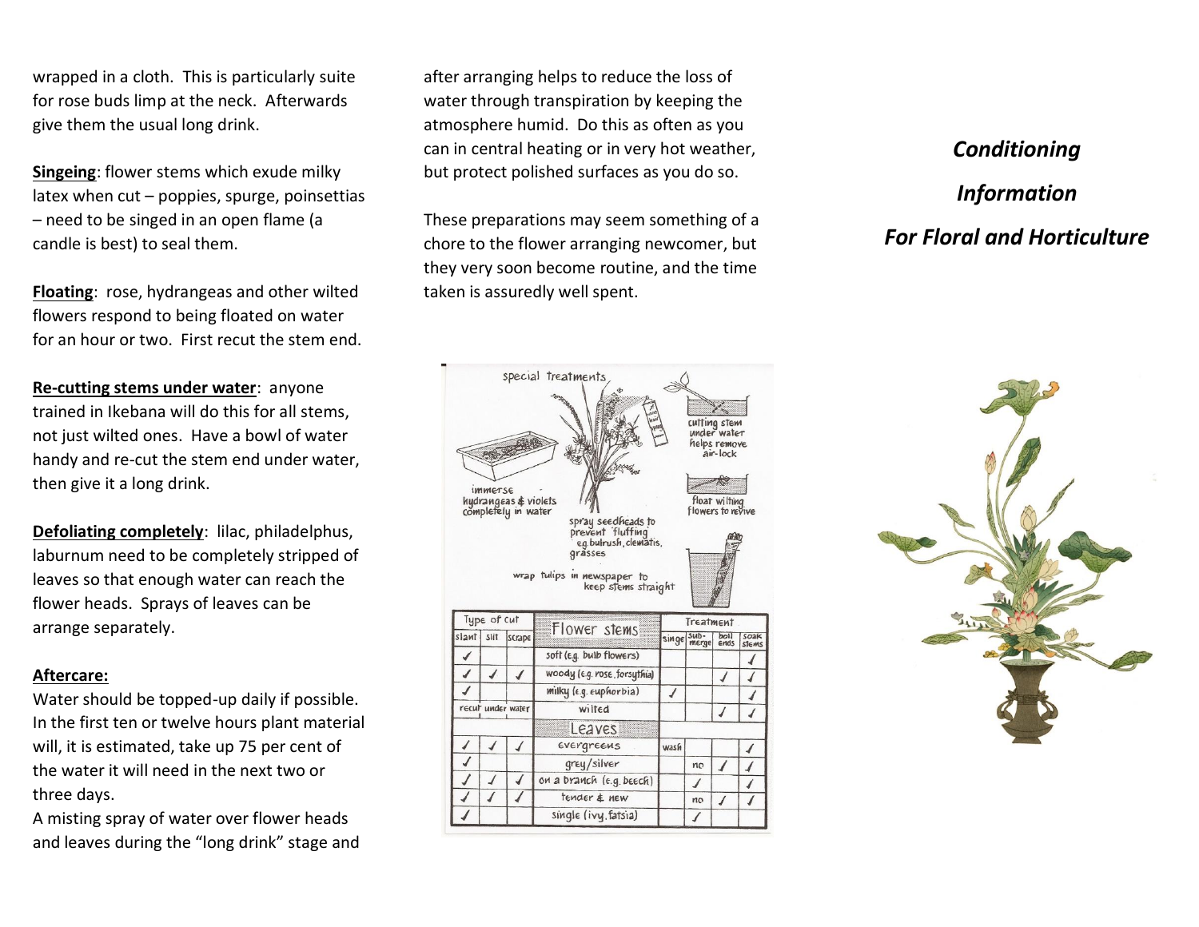wrapped in a cloth. This is particularly suite for rose buds limp at the neck. Afterwards give them the usual long drink.

**Singeing**: flower stems which exude milky latex when cut – poppies, spurge, poinsettias – need to be singed in an open flame (a candle is best) to seal them.

**Floating**: rose, hydrangeas and other wilted flowers respond to being floated on water for an hour or two. First recut the stem end.

**Re-cutting stems under water**: anyone trained in Ikebana will do this for all stems, not just wilted ones. Have a bowl of water handy and re-cut the stem end under water, then give it a long drink.

**Defoliating completely**: lilac, philadelphus, laburnum need to be completely stripped of leaves so that enough water can reach the flower heads. Sprays of leaves can be arrange separately.

**Aftercare:**

Water should be topped-up daily if possible. In the first ten or twelve hours plant material will, it is estimated, take up 75 per cent of the water it will need in the next two or three days.

A misting spray of water over flower heads and leaves during the "long drink" stage and after arranging helps to reduce the loss of water through transpiration by keeping the atmosphere humid. Do this as often as you can in central heating or in very hot weather, but protect polished surfaces as you do so.

These preparations may seem something of a chore to the flower arranging newcomer, but they very soon become routine, and the time taken is assuredly well spent.

special treatments

immerse hydrangeas & violets completely in water

spray seedheads to prevent 'fluffing' eg bulrush, clematis, grasses

cutting stem under water helps remove air-lock

float wilting flowers to revive

wrap tulips in newspaper to keep stems straight

| Type of cut | | | | Treatment | | | |
|---|---|---|---|---|---|---|---|
| slant | slit | scrape | **Flower stems** | singe | sub-merge | boil ends | soak stems |
| ✓ | | | soft (e.g. bulb flowers) | | | | ✓ |
| ✓ | ✓ | ✓ | woody (e.g. rose, forsythia) | | | ✓ | ✓ |
| ✓ | | | milky (e.g. euphorbia) | ✓ | | | ✓ |
| recut under water | | | wilted | | | ✓ | ✓ |
| | | | **Leaves** | | | | |
| ✓ | ✓ | ✓ | evergreens | wash | | | ✓ |
| ✓ | | | grey/silver | | no | ✓ | ✓ |
| ✓ | ✓ | ✓ | on a branch (e.g. beech) | | ✓ | | ✓ |
| ✓ | ✓ | ✓ | tender & new | | no | ✓ | ✓ |
| ✓ | | | single (ivy, fatsia) | | ✓ | | |

# *Conditioning Information For Floral and Horticulture*